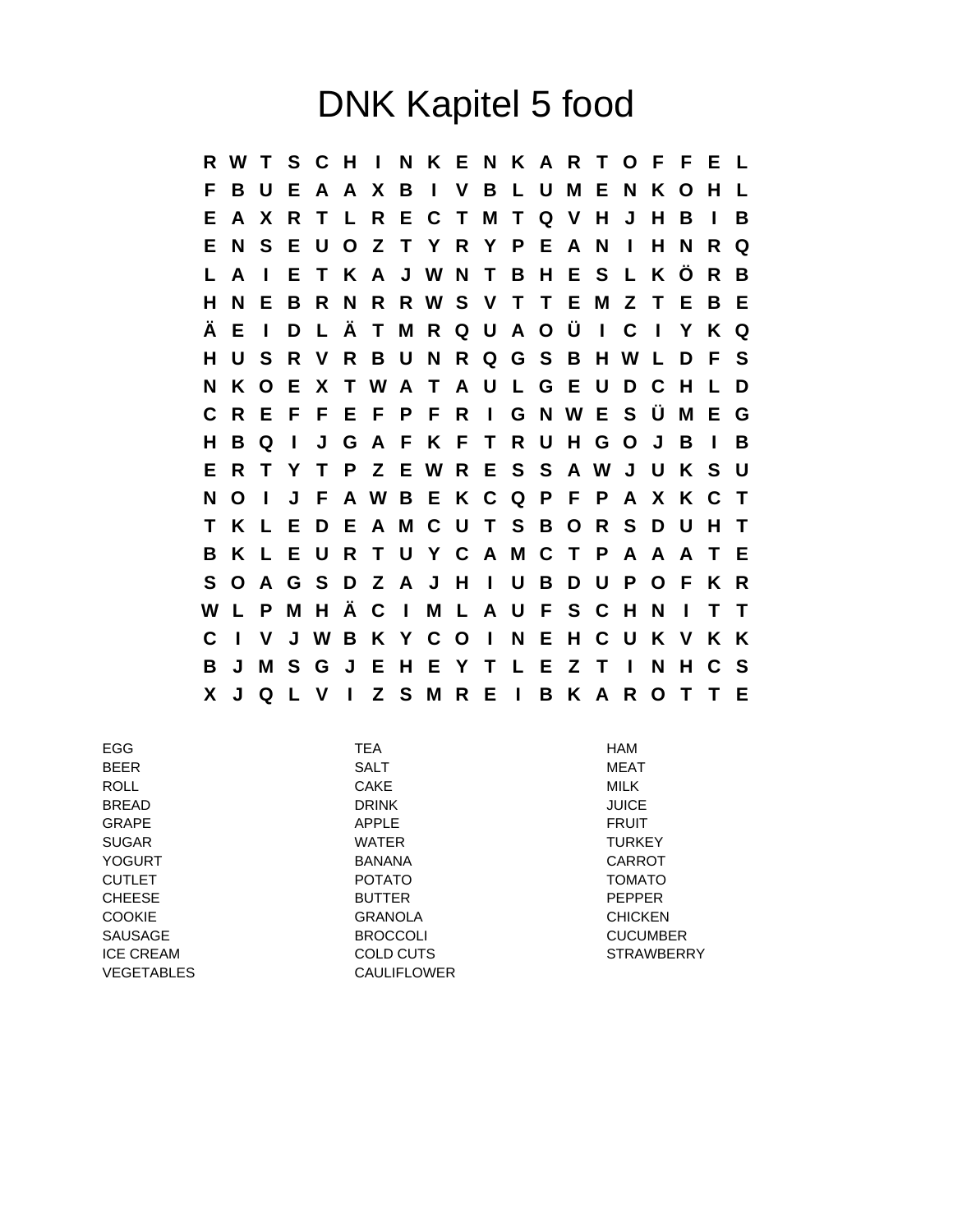# DNK Kapitel 5 food

```
R W T S C H I N K E N K A R T O F F E L
F B U E A A X B I V B L U M E N K O H L
E A X R T L R E C T M T Q V H J H B I B
E N S E U O Z T Y R Y P E A N I H N R Q
L A I E T K A J W N T B H E S L K Ö R B
H N E B R N R R W S V T T E M Z T E B E
Ä E I D L Ä T M R Q U A O Ü I C I Y K Q
H U S R V R B U N R Q G S B H W L D F S
N K O E X T W A T A U L G E U D C H L D
C R E F F E F P F R I G N W E S Ü M E G
H B Q I J G A F K F T R U H G O J B I B
E R T Y T P Z E W R E S S A W J U K S U
N O I J F A W B E K C Q P F P A X K C T
T K L E D E A M C U T S B O R S D U H T
B K L E U R T U Y C A M C T P A A A T E
S O A G S D Z A J H I U B D U P O F K R
W L P M H Ä C I M L A U F S C H N I T T
C I V J W B K Y C O I N E H C U K V K K
B J M S G J E H E Y T L E Z T I N H C S
X J Q L V I Z S M R E I B K A R O T T E
```

| | | |
|---|---|---|
| EGG | TEA | HAM |
| BEER | SALT | MEAT |
| ROLL | CAKE | MILK |
| BREAD | DRINK | JUICE |
| GRAPE | APPLE | FRUIT |
| SUGAR | WATER | TURKEY |
| YOGURT | BANANA | CARROT |
| CUTLET | POTATO | TOMATO |
| CHEESE | BUTTER | PEPPER |
| COOKIE | GRANOLA | CHICKEN |
| SAUSAGE | BROCCOLI | CUCUMBER |
| ICE CREAM | COLD CUTS | STRAWBERRY |
| VEGETABLES | CAULIFLOWER | |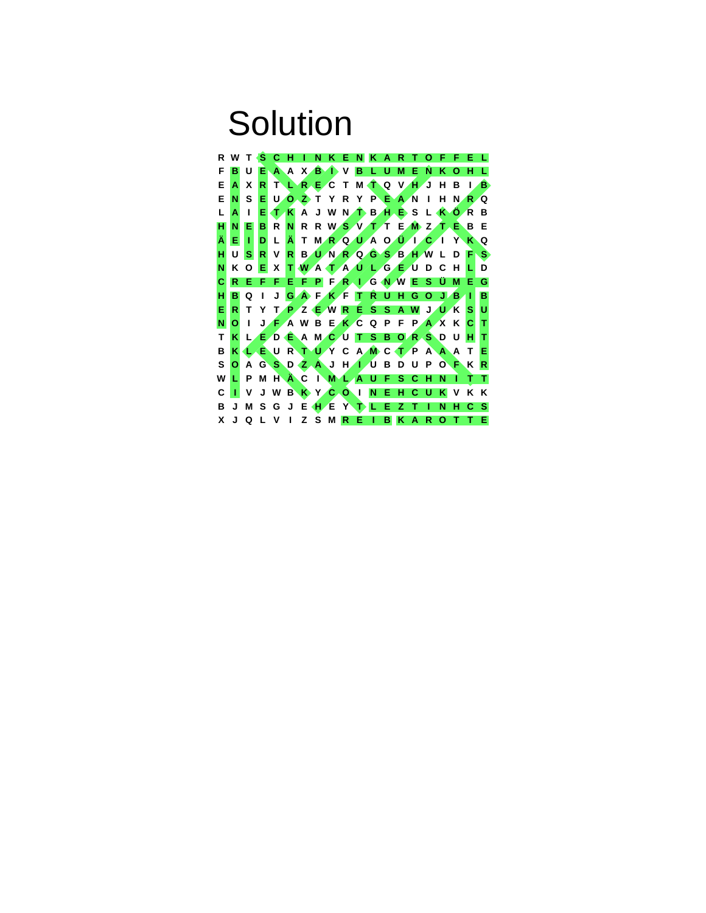# Solution

| | | | | | | | | | | | | | | | | | | | |
|---|---|---|---|---|---|---|---|---|---|---|---|---|---|---|---|---|---|---|---|
| R | W | T | S | C | H | I | N | K | E | N | K | A | R | T | O | F | F | E | L |
| F | B | U | E | A | A | X | B | I | V | B | L | U | M | E | N | K | O | H | L |
| E | A | X | R | T | L | R | E | C | T | M | T | Q | V | H | J | H | B | I | B |
| E | N | S | E | U | O | Z | T | Y | R | Y | P | E | A | N | I | H | N | R | Q |
| L | A | I | E | T | K | A | J | W | N | T | B | H | E | S | L | K | Ö | R | B |
| H | N | E | B | R | N | R | R | W | S | V | T | T | E | M | Z | T | E | B | E |
| Ä | E | I | D | L | Ä | T | M | R | Q | U | A | O | Ü | I | C | I | Y | K | Q |
| H | U | S | R | V | R | B | U | N | R | Q | G | S | B | H | W | L | D | F | S |
| N | K | O | E | X | T | W | A | T | A | U | L | G | E | U | D | C | H | L | D |
| C | R | E | F | F | E | F | P | F | R | I | G | N | W | E | S | Ü | M | E | G |
| H | B | Q | I | J | G | A | F | K | F | T | R | U | H | G | O | J | B | I | B |
| E | R | T | Y | T | P | Z | E | W | R | E | S | S | A | W | J | U | K | S | U |
| N | O | I | J | F | A | W | B | E | K | C | Q | P | F | P | A | X | K | C | T |
| T | K | L | E | D | E | A | M | C | U | T | S | B | O | R | S | D | U | H | T |
| B | K | L | E | U | R | T | U | Y | C | A | M | C | T | P | A | A | A | T | E |
| S | O | A | G | S | D | Z | A | J | H | I | U | B | D | U | P | O | F | K | R |
| W | L | P | M | H | Ä | C | I | M | L | A | U | F | S | C | H | N | I | T | T |
| C | I | V | J | W | B | K | Y | C | O | I | N | E | H | C | U | K | V | K | K |
| B | J | M | S | G | J | E | H | E | Y | T | L | E | Z | T | I | N | H | C | S |
| X | J | Q | L | V | I | Z | S | M | R | E | I | B | K | A | R | O | T | T | E |